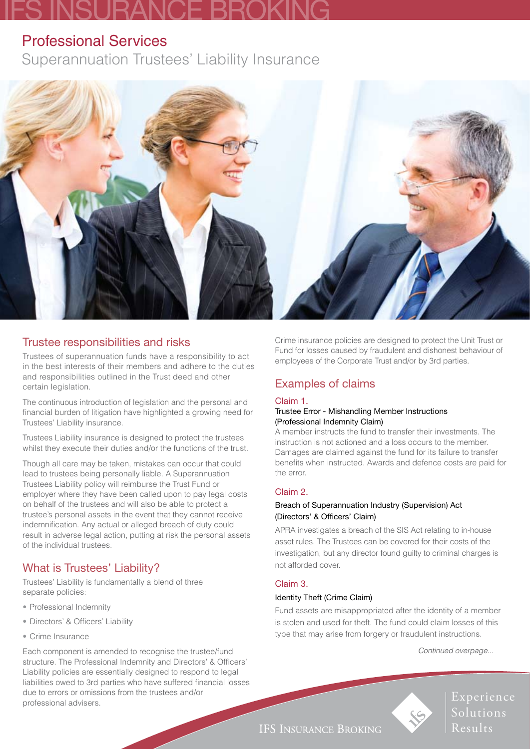# Professional Services

## Superannuation Trustees' Liability Insurance

## Trustee responsibilities and risks

Trustees of superannuation funds have a responsibility to act in the best interests of their members and adhere to the duties and responsibilities outlined in the Trust deed and other certain legislation.

The continuous introduction of legislation and the personal and financial burden of litigation have highlighted a growing need for Trustees' Liability insurance.

Trustees Liability insurance is designed to protect the trustees whilst they execute their duties and/or the functions of the trust.

Though all care may be taken, mistakes can occur that could lead to trustees being personally liable. A Superannuation Trustees Liability policy will reimburse the Trust Fund or employer where they have been called upon to pay legal costs on behalf of the trustees and will also be able to protect a trustee's personal assets in the event that they cannot receive indemnification. Any actual or alleged breach of duty could result in adverse legal action, putting at risk the personal assets of the individual trustees.

## What is Trustees' Liability?

Trustees' Liability is fundamentally a blend of three separate policies:

- Professional Indemnity
- Directors' & Officers' Liability
- Crime Insurance

Each component is amended to recognise the trustee/fund structure. The Professional Indemnity and Directors' & Officers' Liability policies are essentially designed to respond to legal liabilities owed to 3rd parties who have suffered financial losses due to errors or omissions from the trustees and/or professional advisers.

Crime insurance policies are designed to protect the Unit Trust or Fund for losses caused by fraudulent and dishonest behaviour of employees of the Corporate Trust and/or by 3rd parties.

## Examples of claims

### Claim 1.

**Trustee Error - Mishandling Member Instructions (Professional Indemnity Claim)**

A member instructs the fund to transfer their investments. The instruction is not actioned and a loss occurs to the member. Damages are claimed against the fund for its failure to transfer benefits when instructed. Awards and defence costs are paid for the error.

### Claim 2.

**Breach of Superannuation Industry (Supervision) Act (Directors' & Officers' Claim)**

APRA investigates a breach of the SIS Act relating to in-house asset rules. The Trustees can be covered for their costs of the investigation, but any director found guilty to criminal charges is not afforded cover.

### Claim 3.

**Identity Theft (Crime Claim)**

Fund assets are misappropriated after the identity of a member is stolen and used for theft. The fund could claim losses of this type that may arise from forgery or fraudulent instructions.

*Continued overpage...*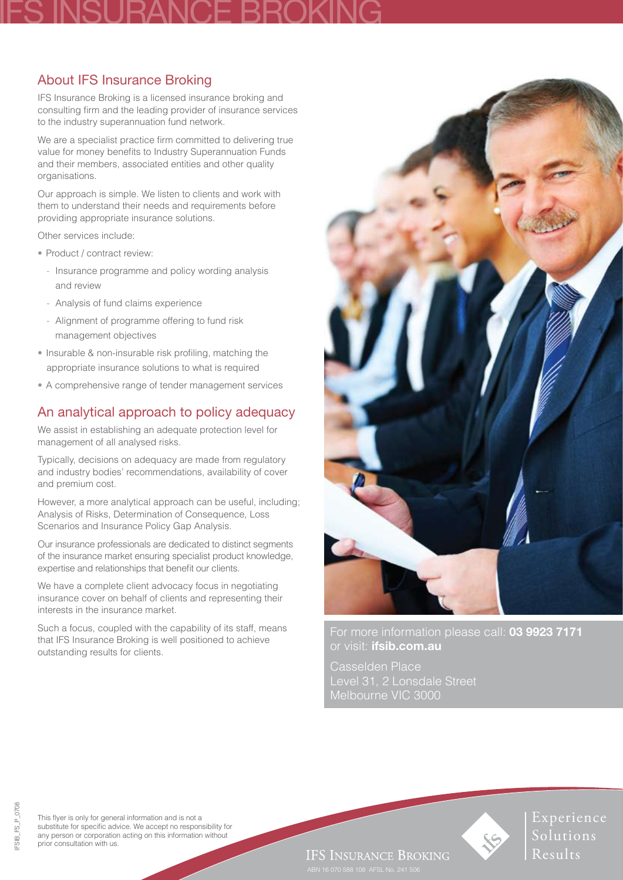# IFS INSURANCE BROKING

## About IFS Insurance Broking

IFS Insurance Broking is a licensed insurance broking and consulting firm and the leading provider of insurance services to the industry superannuation fund network.

We are a specialist practice firm committed to delivering true value for money benefits to Industry Superannuation Funds and their members, associated entities and other quality organisations.

Our approach is simple. We listen to clients and work with them to understand their needs and requirements before providing appropriate insurance solutions.

Other services include:

- Product / contract review:
  - Insurance programme and policy wording analysis and review
  - Analysis of fund claims experience
  - Alignment of programme offering to fund risk management objectives
- Insurable & non-insurable risk profiling, matching the appropriate insurance solutions to what is required
- A comprehensive range of tender management services

## An analytical approach to policy adequacy

We assist in establishing an adequate protection level for management of all analysed risks.

Typically, decisions on adequacy are made from regulatory and industry bodies' recommendations, availability of cover and premium cost.

However, a more analytical approach can be useful, including; Analysis of Risks, Determination of Consequence, Loss Scenarios and Insurance Policy Gap Analysis.

Our insurance professionals are dedicated to distinct segments of the insurance market ensuring specialist product knowledge, expertise and relationships that benefit our clients.

We have a complete client advocacy focus in negotiating insurance cover on behalf of clients and representing their interests in the insurance market.

Such a focus, coupled with the capability of its staff, means that IFS Insurance Broking is well positioned to achieve outstanding results for clients.

For more information please call: **03 9923 7171** or visit: **ifsib.com.au**

Casselden Place
Level 31, 2 Lonsdale Street
Melbourne VIC 3000

This flyer is only for general information and is not a substitute for specific advice. We accept no responsibility for any person or corporation acting on this information without prior consultation with us.

IFSIB_FS_P_0708

IFS INSURANCE BROKING
ABN 16 070 588 108 AFSL No. 241 506

Experience
Solutions
Results